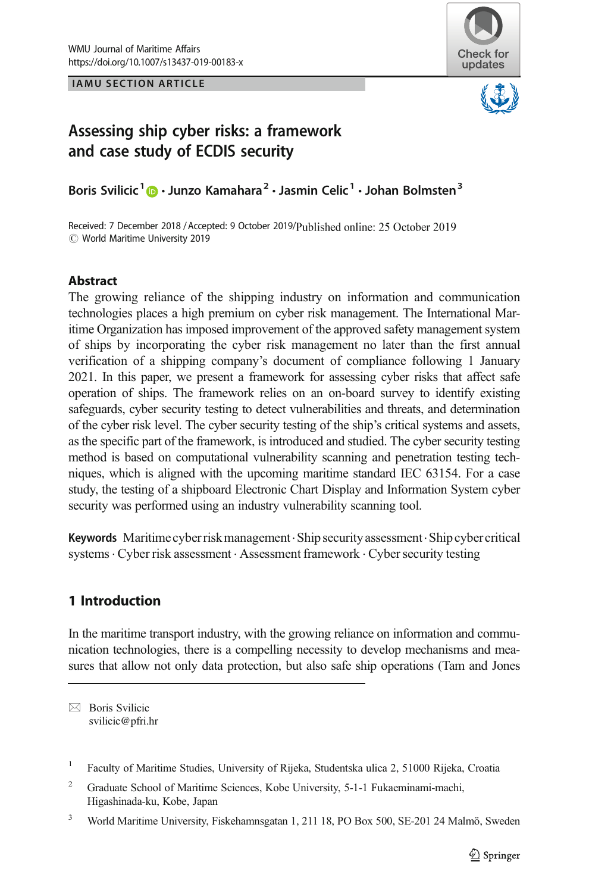WMU Journal of Maritime Affairs
https://doi.org/10.1007/s13437-019-00183-x

IAMU SECTION ARTICLE

# Assessing ship cyber risks: a framework and case study of ECDIS security

**Boris Svilicic**[1] **· Junzo Kamahara**[2] **· Jasmin Celic**[1] **· Johan Bolmsten**[3]

Received: 7 December 2018 / Accepted: 9 October 2019/Published online: 25 October 2019
© World Maritime University 2019

## Abstract

The growing reliance of the shipping industry on information and communication technologies places a high premium on cyber risk management. The International Maritime Organization has imposed improvement of the approved safety management system of ships by incorporating the cyber risk management no later than the first annual verification of a shipping company's document of compliance following 1 January 2021. In this paper, we present a framework for assessing cyber risks that affect safe operation of ships. The framework relies on an on-board survey to identify existing safeguards, cyber security testing to detect vulnerabilities and threats, and determination of the cyber risk level. The cyber security testing of the ship's critical systems and assets, as the specific part of the framework, is introduced and studied. The cyber security testing method is based on computational vulnerability scanning and penetration testing techniques, which is aligned with the upcoming maritime standard IEC 63154. For a case study, the testing of a shipboard Electronic Chart Display and Information System cyber security was performed using an industry vulnerability scanning tool.

**Keywords** Maritime cyber risk management · Ship security assessment · Ship cyber critical systems · Cyber risk assessment · Assessment framework · Cyber security testing

## 1 Introduction

In the maritime transport industry, with the growing reliance on information and communication technologies, there is a compelling necessity to develop mechanisms and measures that allow not only data protection, but also safe ship operations (Tam and Jones

---

✉ Boris Svilicic
svilicic@pfri.hr

[1] Faculty of Maritime Studies, University of Rijeka, Studentska ulica 2, 51000 Rijeka, Croatia

[2] Graduate School of Maritime Sciences, Kobe University, 5-1-1 Fukaeminami-machi, Higashinada-ku, Kobe, Japan

[3] World Maritime University, Fiskehamnsgatan 1, 211 18, PO Box 500, SE-201 24 Malmö, Sweden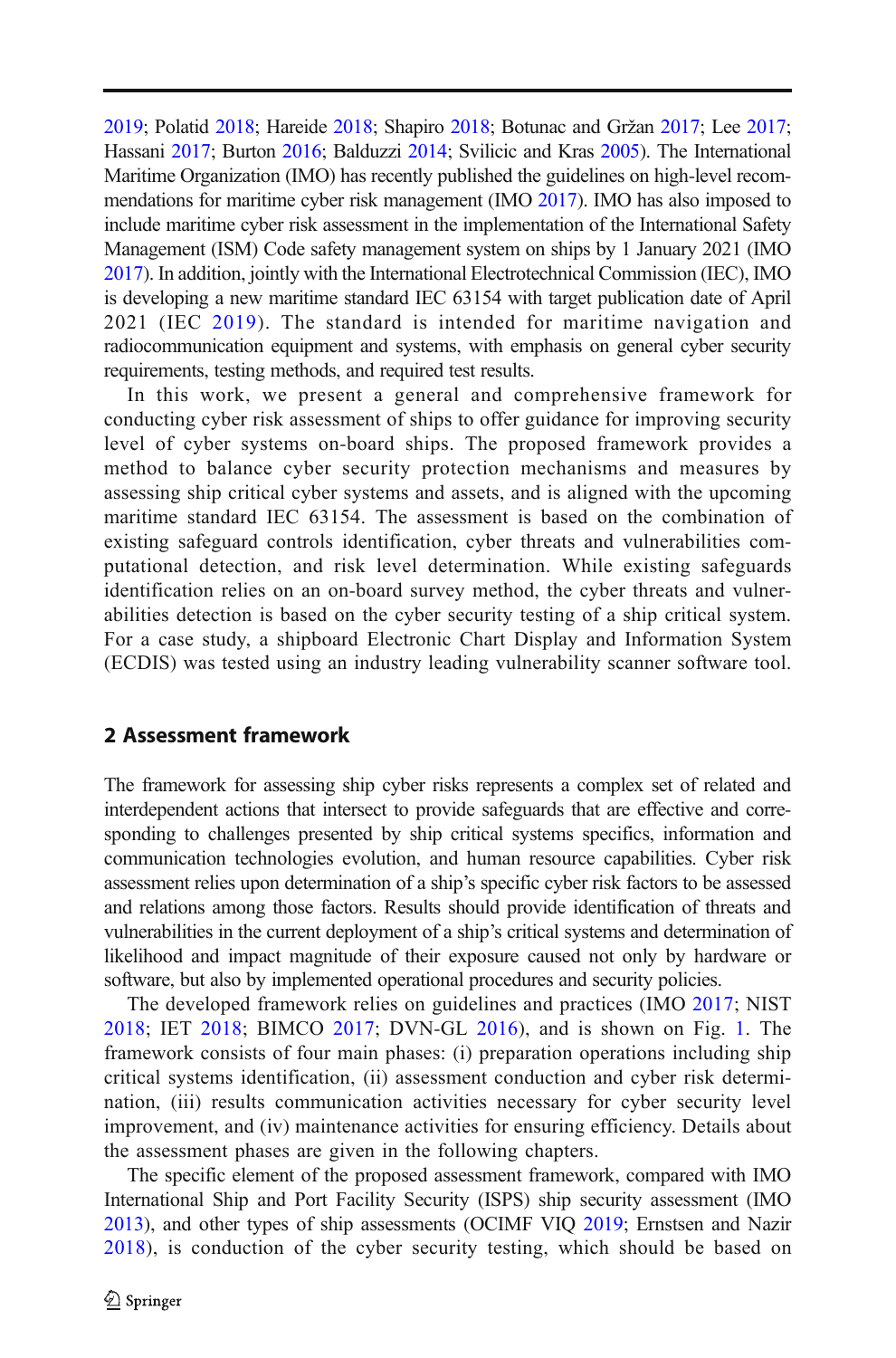2019; Polatid 2018; Hareide 2018; Shapiro 2018; Botunac and Gržan 2017; Lee 2017; Hassani 2017; Burton 2016; Balduzzi 2014; Svilicic and Kras 2005). The International Maritime Organization (IMO) has recently published the guidelines on high-level recommendations for maritime cyber risk management (IMO 2017). IMO has also imposed to include maritime cyber risk assessment in the implementation of the International Safety Management (ISM) Code safety management system on ships by 1 January 2021 (IMO 2017). In addition, jointly with the International Electrotechnical Commission (IEC), IMO is developing a new maritime standard IEC 63154 with target publication date of April 2021 (IEC 2019). The standard is intended for maritime navigation and radiocommunication equipment and systems, with emphasis on general cyber security requirements, testing methods, and required test results.

In this work, we present a general and comprehensive framework for conducting cyber risk assessment of ships to offer guidance for improving security level of cyber systems on-board ships. The proposed framework provides a method to balance cyber security protection mechanisms and measures by assessing ship critical cyber systems and assets, and is aligned with the upcoming maritime standard IEC 63154. The assessment is based on the combination of existing safeguard controls identification, cyber threats and vulnerabilities computational detection, and risk level determination. While existing safeguards identification relies on an on-board survey method, the cyber threats and vulnerabilities detection is based on the cyber security testing of a ship critical system. For a case study, a shipboard Electronic Chart Display and Information System (ECDIS) was tested using an industry leading vulnerability scanner software tool.

## 2 Assessment framework

The framework for assessing ship cyber risks represents a complex set of related and interdependent actions that intersect to provide safeguards that are effective and corresponding to challenges presented by ship critical systems specifics, information and communication technologies evolution, and human resource capabilities. Cyber risk assessment relies upon determination of a ship's specific cyber risk factors to be assessed and relations among those factors. Results should provide identification of threats and vulnerabilities in the current deployment of a ship's critical systems and determination of likelihood and impact magnitude of their exposure caused not only by hardware or software, but also by implemented operational procedures and security policies.

The developed framework relies on guidelines and practices (IMO 2017; NIST 2018; IET 2018; BIMCO 2017; DVN-GL 2016), and is shown on Fig. 1. The framework consists of four main phases: (i) preparation operations including ship critical systems identification, (ii) assessment conduction and cyber risk determination, (iii) results communication activities necessary for cyber security level improvement, and (iv) maintenance activities for ensuring efficiency. Details about the assessment phases are given in the following chapters.

The specific element of the proposed assessment framework, compared with IMO International Ship and Port Facility Security (ISPS) ship security assessment (IMO 2013), and other types of ship assessments (OCIMF VIQ 2019; Ernstsen and Nazir 2018), is conduction of the cyber security testing, which should be based on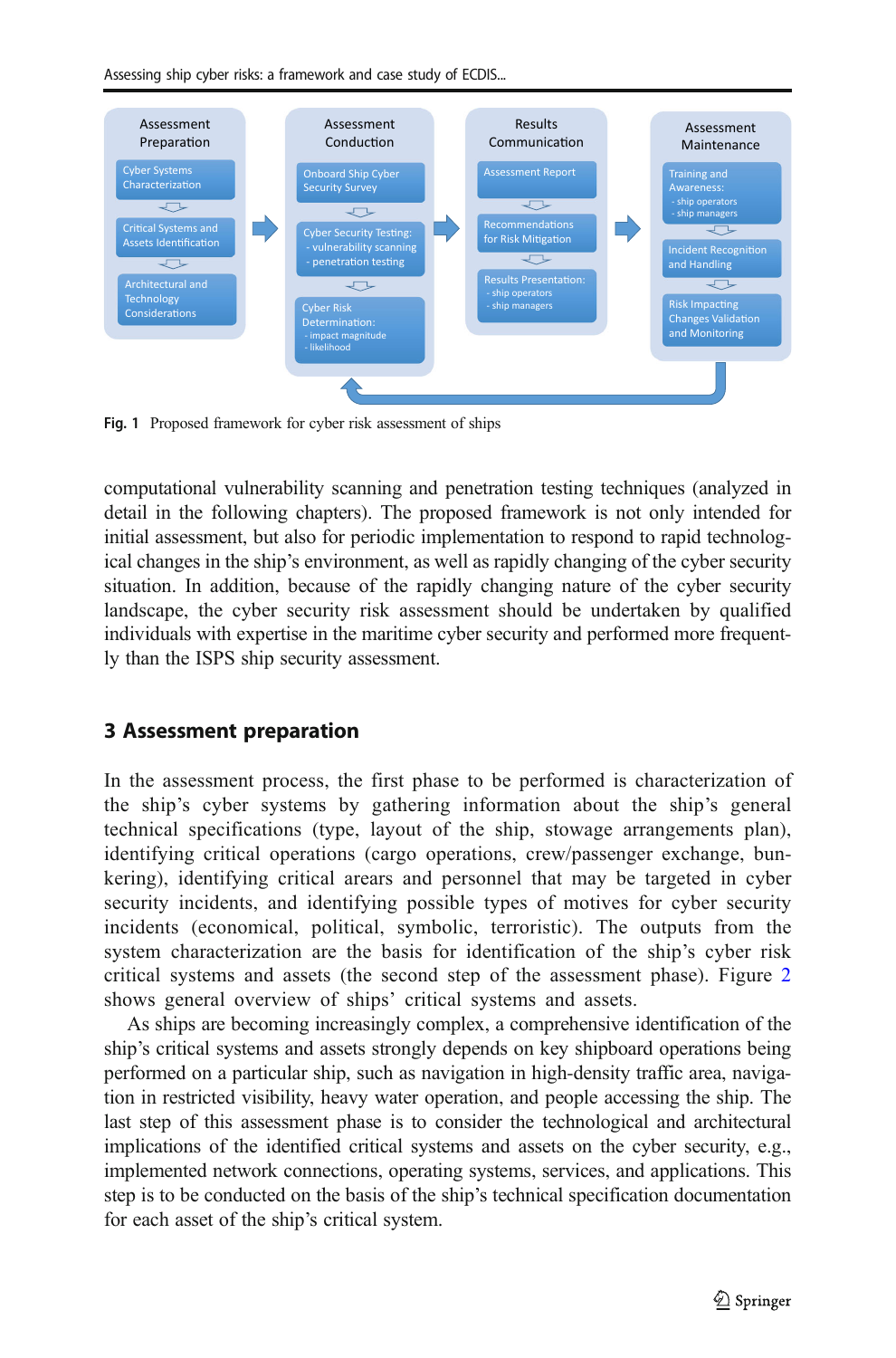Assessment Preparation

Cyber Systems Characterization

Critical Systems and Assets Identification

Architectural and Technology Considerations

Assessment Conduction

Onboard Ship Cyber Security Survey

Cyber Security Testing:
- vulnerability scanning
- penetration testing

Cyber Risk Determination:
- impact magnitude
- likelihood

Results Communication

Assessment Report

Recommendations for Risk Mitigation

Results Presentation:
- ship operators
- ship managers

Assessment Maintenance

Training and Awareness:
- ship operators
- ship managers

Incident Recognition and Handling

Risk Impacting Changes Validation and Monitoring

**Fig. 1** Proposed framework for cyber risk assessment of ships

computational vulnerability scanning and penetration testing techniques (analyzed in detail in the following chapters). The proposed framework is not only intended for initial assessment, but also for periodic implementation to respond to rapid technological changes in the ship's environment, as well as rapidly changing of the cyber security situation. In addition, because of the rapidly changing nature of the cyber security landscape, the cyber security risk assessment should be undertaken by qualified individuals with expertise in the maritime cyber security and performed more frequently than the ISPS ship security assessment.

## 3 Assessment preparation

In the assessment process, the first phase to be performed is characterization of the ship's cyber systems by gathering information about the ship's general technical specifications (type, layout of the ship, stowage arrangements plan), identifying critical operations (cargo operations, crew/passenger exchange, bunkering), identifying critical arears and personnel that may be targeted in cyber security incidents, and identifying possible types of motives for cyber security incidents (economical, political, symbolic, terroristic). The outputs from the system characterization are the basis for identification of the ship's cyber risk critical systems and assets (the second step of the assessment phase). Figure 2 shows general overview of ships' critical systems and assets.

As ships are becoming increasingly complex, a comprehensive identification of the ship's critical systems and assets strongly depends on key shipboard operations being performed on a particular ship, such as navigation in high-density traffic area, navigation in restricted visibility, heavy water operation, and people accessing the ship. The last step of this assessment phase is to consider the technological and architectural implications of the identified critical systems and assets on the cyber security, e.g., implemented network connections, operating systems, services, and applications. This step is to be conducted on the basis of the ship's technical specification documentation for each asset of the ship's critical system.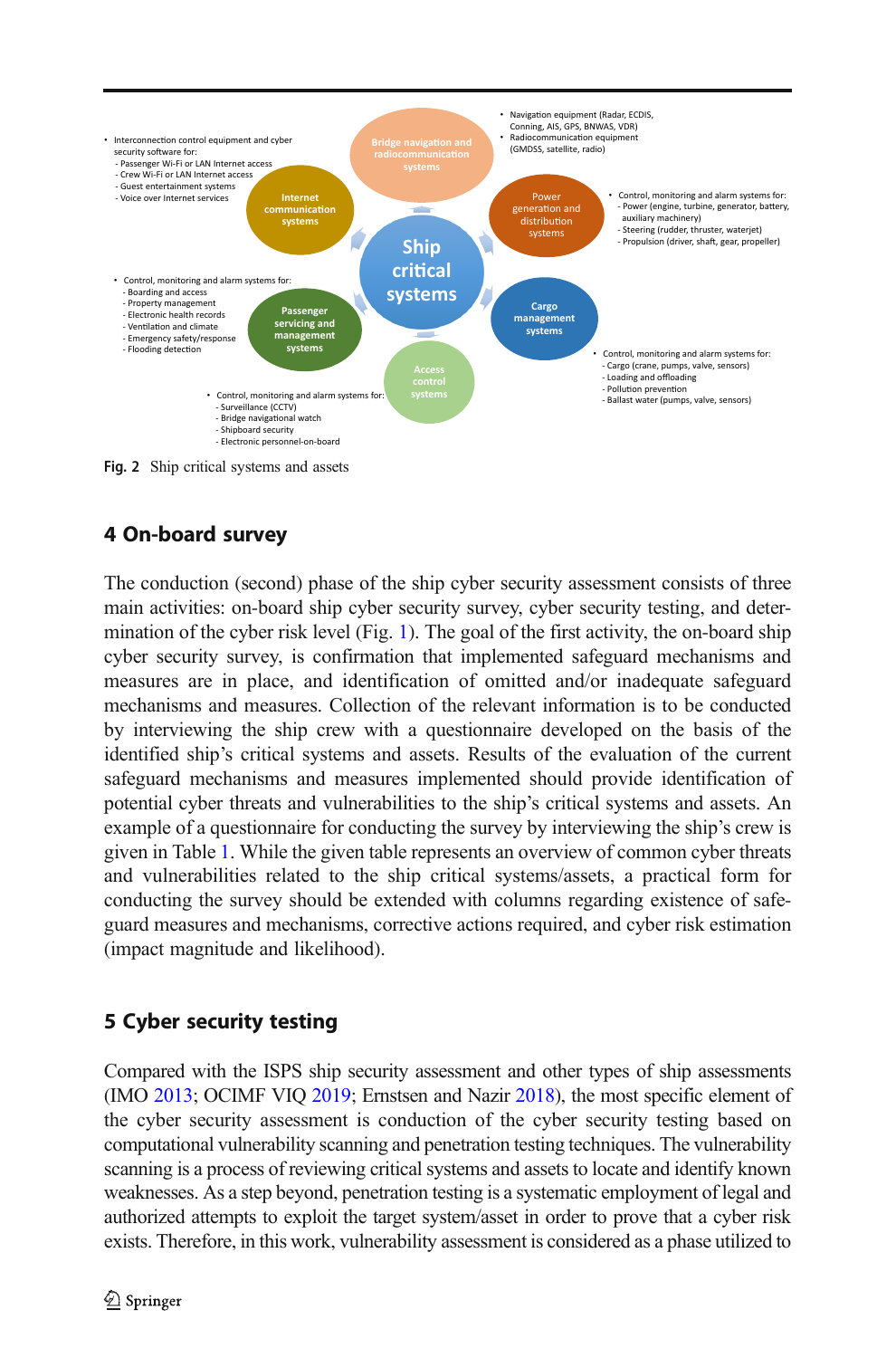Fig. 2 Ship critical systems and assets

## 4 On-board survey

The conduction (second) phase of the ship cyber security assessment consists of three main activities: on-board ship cyber security survey, cyber security testing, and determination of the cyber risk level (Fig. 1). The goal of the first activity, the on-board ship cyber security survey, is confirmation that implemented safeguard mechanisms and measures are in place, and identification of omitted and/or inadequate safeguard mechanisms and measures. Collection of the relevant information is to be conducted by interviewing the ship crew with a questionnaire developed on the basis of the identified ship's critical systems and assets. Results of the evaluation of the current safeguard mechanisms and measures implemented should provide identification of potential cyber threats and vulnerabilities to the ship's critical systems and assets. An example of a questionnaire for conducting the survey by interviewing the ship's crew is given in Table 1. While the given table represents an overview of common cyber threats and vulnerabilities related to the ship critical systems/assets, a practical form for conducting the survey should be extended with columns regarding existence of safeguard measures and mechanisms, corrective actions required, and cyber risk estimation (impact magnitude and likelihood).

## 5 Cyber security testing

Compared with the ISPS ship security assessment and other types of ship assessments (IMO 2013; OCIMF VIQ 2019; Ernstsen and Nazir 2018), the most specific element of the cyber security assessment is conduction of the cyber security testing based on computational vulnerability scanning and penetration testing techniques. The vulnerability scanning is a process of reviewing critical systems and assets to locate and identify known weaknesses. As a step beyond, penetration testing is a systematic employment of legal and authorized attempts to exploit the target system/asset in order to prove that a cyber risk exists. Therefore, in this work, vulnerability assessment is considered as a phase utilized to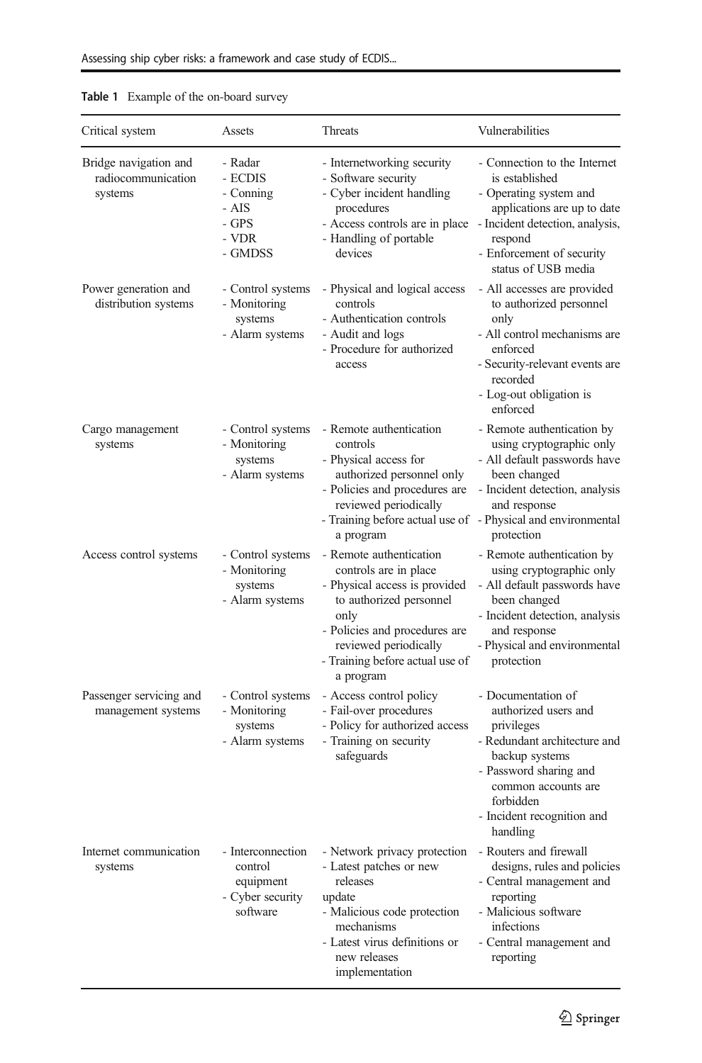**Table 1** Example of the on-board survey

| Critical system | Assets | Threats | Vulnerabilities |
|---|---|---|---|
| Bridge navigation and radiocommunication systems | - Radar<br>- ECDIS<br>- Conning<br>- AIS<br>- GPS<br>- VDR<br>- GMDSS | - Internetworking security<br>- Software security<br>- Cyber incident handling procedures<br>- Access controls are in place<br>- Handling of portable devices | - Connection to the Internet is established<br>- Operating system and applications are up to date<br>- Incident detection, analysis, respond<br>- Enforcement of security status of USB media |
| Power generation and distribution systems | - Control systems<br>- Monitoring systems<br>- Alarm systems | - Physical and logical access controls<br>- Authentication controls<br>- Audit and logs<br>- Procedure for authorized access | - All accesses are provided to authorized personnel only<br>- All control mechanisms are enforced<br>- Security-relevant events are recorded<br>- Log-out obligation is enforced |
| Cargo management systems | - Control systems<br>- Monitoring systems<br>- Alarm systems | - Remote authentication controls<br>- Physical access for authorized personnel only<br>- Policies and procedures are reviewed periodically<br>- Training before actual use of a program | - Remote authentication by using cryptographic only<br>- All default passwords have been changed<br>- Incident detection, analysis and response<br>- Physical and environmental protection |
| Access control systems | - Control systems<br>- Monitoring systems<br>- Alarm systems | - Remote authentication controls are in place<br>- Physical access is provided to authorized personnel only<br>- Policies and procedures are reviewed periodically<br>- Training before actual use of a program | - Remote authentication by using cryptographic only<br>- All default passwords have been changed<br>- Incident detection, analysis and response<br>- Physical and environmental protection |
| Passenger servicing and management systems | - Control systems<br>- Monitoring systems<br>- Alarm systems | - Access control policy<br>- Fail-over procedures<br>- Policy for authorized access<br>- Training on security safeguards | - Documentation of authorized users and privileges<br>- Redundant architecture and backup systems<br>- Password sharing and common accounts are forbidden<br>- Incident recognition and handling |
| Internet communication systems | - Interconnection control equipment<br>- Cyber security software | - Network privacy protection<br>- Latest patches or new releases update<br>- Malicious code protection mechanisms<br>- Latest virus definitions or new releases implementation | - Routers and firewall designs, rules and policies<br>- Central management and reporting<br>- Malicious software infections<br>- Central management and reporting |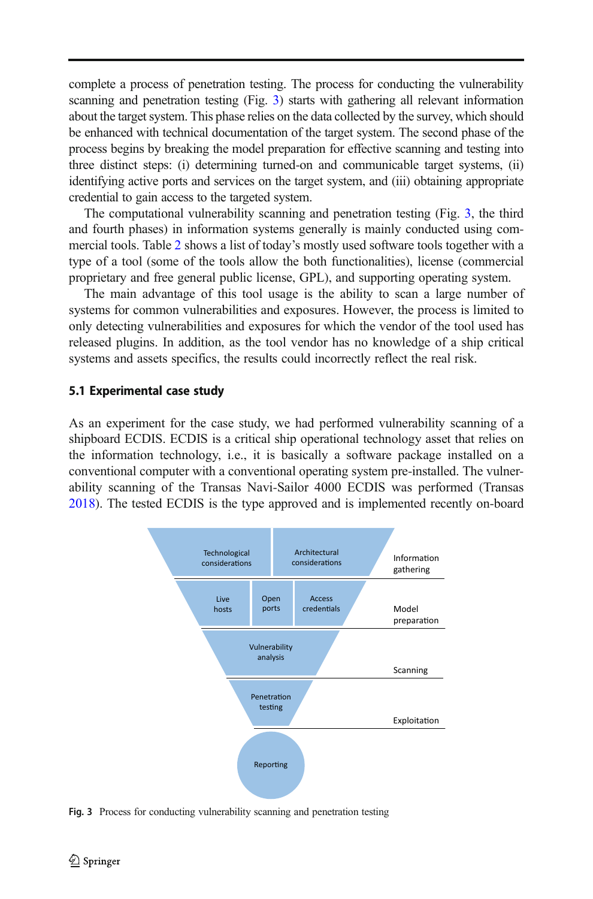complete a process of penetration testing. The process for conducting the vulnerability scanning and penetration testing (Fig. 3) starts with gathering all relevant information about the target system. This phase relies on the data collected by the survey, which should be enhanced with technical documentation of the target system. The second phase of the process begins by breaking the model preparation for effective scanning and testing into three distinct steps: (i) determining turned-on and communicable target systems, (ii) identifying active ports and services on the target system, and (iii) obtaining appropriate credential to gain access to the targeted system.

The computational vulnerability scanning and penetration testing (Fig. 3, the third and fourth phases) in information systems generally is mainly conducted using commercial tools. Table 2 shows a list of today's mostly used software tools together with a type of a tool (some of the tools allow the both functionalities), license (commercial proprietary and free general public license, GPL), and supporting operating system.

The main advantage of this tool usage is the ability to scan a large number of systems for common vulnerabilities and exposures. However, the process is limited to only detecting vulnerabilities and exposures for which the vendor of the tool used has released plugins. In addition, as the tool vendor has no knowledge of a ship critical systems and assets specifics, the results could incorrectly reflect the real risk.

### 5.1 Experimental case study

As an experiment for the case study, we had performed vulnerability scanning of a shipboard ECDIS. ECDIS is a critical ship operational technology asset that relies on the information technology, i.e., it is basically a software package installed on a conventional computer with a conventional operating system pre-installed. The vulnerability scanning of the Transas Navi-Sailor 4000 ECDIS was performed (Transas 2018). The tested ECDIS is the type approved and is implemented recently on-board

Technological considerations | Architectural considerations — Information gathering

Live hosts | Open ports | Access credentials — Model preparation

Vulnerability analysis — Scanning

Penetration testing — Exploitation

Reporting

**Fig. 3** Process for conducting vulnerability scanning and penetration testing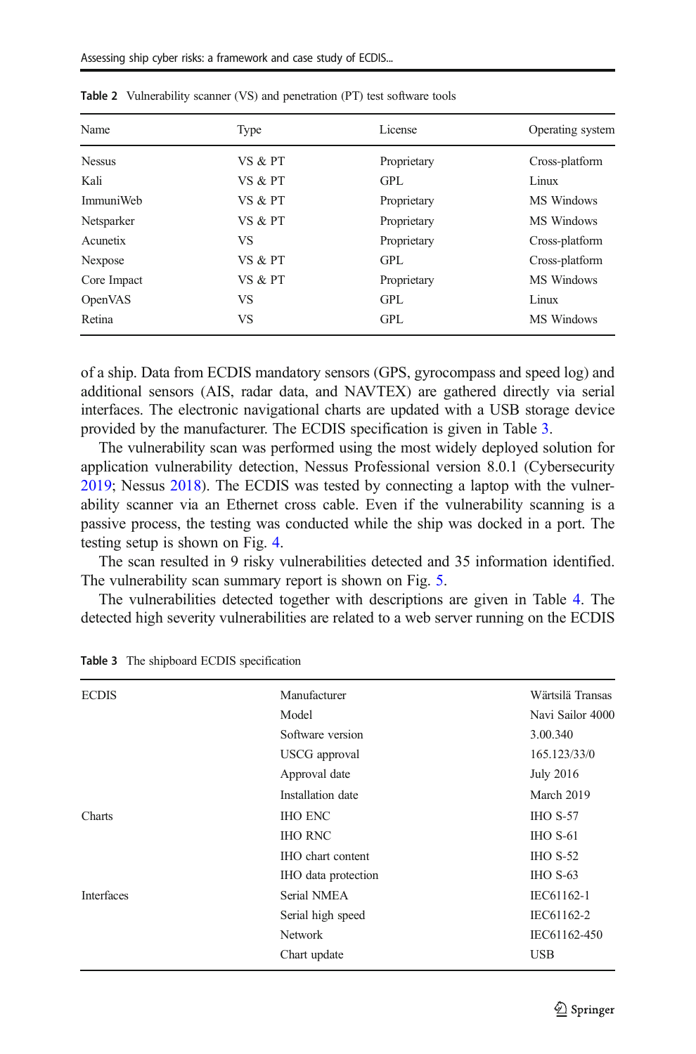**Table 2** Vulnerability scanner (VS) and penetration (PT) test software tools

| Name | Type | License | Operating system |
|---|---|---|---|
| Nessus | VS & PT | Proprietary | Cross-platform |
| Kali | VS & PT | GPL | Linux |
| ImmuniWeb | VS & PT | Proprietary | MS Windows |
| Netsparker | VS & PT | Proprietary | MS Windows |
| Acunetix | VS | Proprietary | Cross-platform |
| Nexpose | VS & PT | GPL | Cross-platform |
| Core Impact | VS & PT | Proprietary | MS Windows |
| OpenVAS | VS | GPL | Linux |
| Retina | VS | GPL | MS Windows |

of a ship. Data from ECDIS mandatory sensors (GPS, gyrocompass and speed log) and additional sensors (AIS, radar data, and NAVTEX) are gathered directly via serial interfaces. The electronic navigational charts are updated with a USB storage device provided by the manufacturer. The ECDIS specification is given in Table 3.

The vulnerability scan was performed using the most widely deployed solution for application vulnerability detection, Nessus Professional version 8.0.1 (Cybersecurity 2019; Nessus 2018). The ECDIS was tested by connecting a laptop with the vulnerability scanner via an Ethernet cross cable. Even if the vulnerability scanning is a passive process, the testing was conducted while the ship was docked in a port. The testing setup is shown on Fig. 4.

The scan resulted in 9 risky vulnerabilities detected and 35 information identified. The vulnerability scan summary report is shown on Fig. 5.

The vulnerabilities detected together with descriptions are given in Table 4. The detected high severity vulnerabilities are related to a web server running on the ECDIS

**Table 3** The shipboard ECDIS specification

| | | |
|---|---|---|
| ECDIS | Manufacturer | Wärtsilä Transas |
| | Model | Navi Sailor 4000 |
| | Software version | 3.00.340 |
| | USCG approval | 165.123/33/0 |
| | Approval date | July 2016 |
| | Installation date | March 2019 |
| Charts | IHO ENC | IHO S-57 |
| | IHO RNC | IHO S-61 |
| | IHO chart content | IHO S-52 |
| | IHO data protection | IHO S-63 |
| Interfaces | Serial NMEA | IEC61162-1 |
| | Serial high speed | IEC61162-2 |
| | Network | IEC61162-450 |
| | Chart update | USB |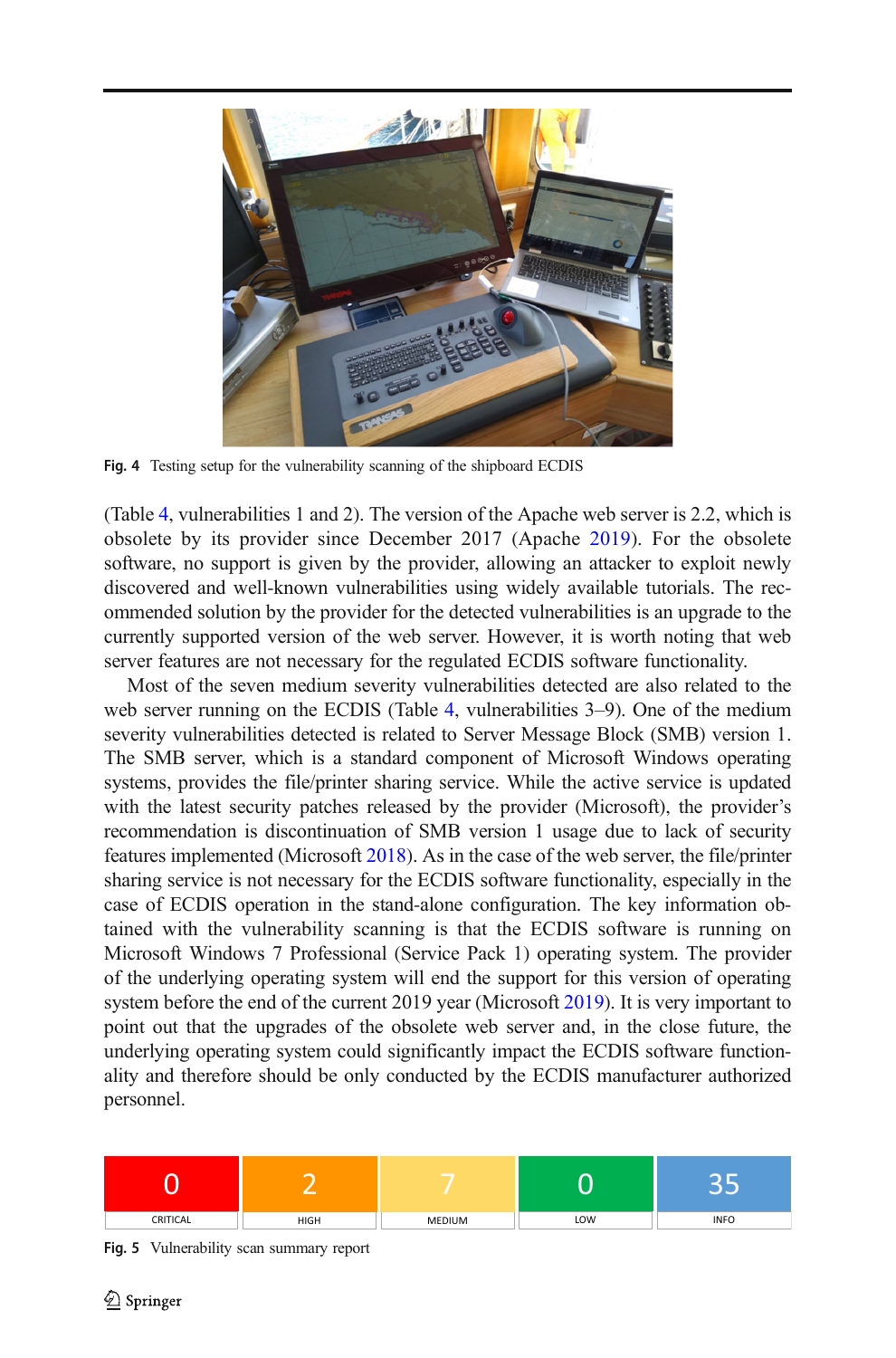Fig. 4 Testing setup for the vulnerability scanning of the shipboard ECDIS

(Table 4, vulnerabilities 1 and 2). The version of the Apache web server is 2.2, which is obsolete by its provider since December 2017 (Apache 2019). For the obsolete software, no support is given by the provider, allowing an attacker to exploit newly discovered and well-known vulnerabilities using widely available tutorials. The recommended solution by the provider for the detected vulnerabilities is an upgrade to the currently supported version of the web server. However, it is worth noting that web server features are not necessary for the regulated ECDIS software functionality.

Most of the seven medium severity vulnerabilities detected are also related to the web server running on the ECDIS (Table 4, vulnerabilities 3–9). One of the medium severity vulnerabilities detected is related to Server Message Block (SMB) version 1. The SMB server, which is a standard component of Microsoft Windows operating systems, provides the file/printer sharing service. While the active service is updated with the latest security patches released by the provider (Microsoft), the provider's recommendation is discontinuation of SMB version 1 usage due to lack of security features implemented (Microsoft 2018). As in the case of the web server, the file/printer sharing service is not necessary for the ECDIS software functionality, especially in the case of ECDIS operation in the stand-alone configuration. The key information obtained with the vulnerability scanning is that the ECDIS software is running on Microsoft Windows 7 Professional (Service Pack 1) operating system. The provider of the underlying operating system will end the support for this version of operating system before the end of the current 2019 year (Microsoft 2019). It is very important to point out that the upgrades of the obsolete web server and, in the close future, the underlying operating system could significantly impact the ECDIS software functionality and therefore should be only conducted by the ECDIS manufacturer authorized personnel.

| 0 | 2 | 7 | 0 | 35 |
|---|---|---|---|---|
| CRITICAL | HIGH | MEDIUM | LOW | INFO |

Fig. 5 Vulnerability scan summary report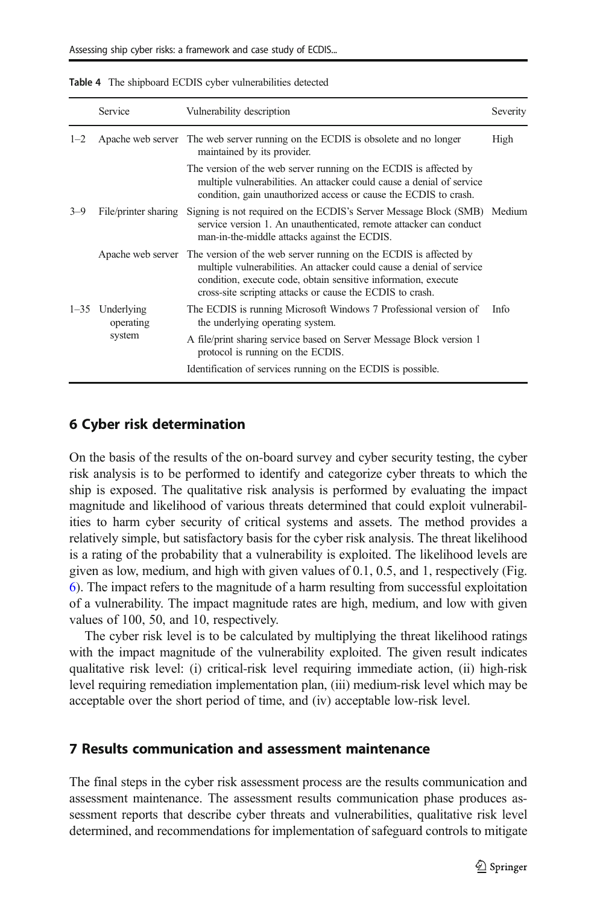**Table 4** The shipboard ECDIS cyber vulnerabilities detected

| | Service | Vulnerability description | Severity |
|---|---|---|---|
| 1–2 | Apache web server | The web server running on the ECDIS is obsolete and no longer maintained by its provider. | High |
| | | The version of the web server running on the ECDIS is affected by multiple vulnerabilities. An attacker could cause a denial of service condition, gain unauthorized access or cause the ECDIS to crash. | |
| 3–9 | File/printer sharing | Signing is not required on the ECDIS's Server Message Block (SMB) service version 1. An unauthenticated, remote attacker can conduct man-in-the-middle attacks against the ECDIS. | Medium |
| | Apache web server | The version of the web server running on the ECDIS is affected by multiple vulnerabilities. An attacker could cause a denial of service condition, execute code, obtain sensitive information, execute cross-site scripting attacks or cause the ECDIS to crash. | |
| 1–35 | Underlying operating system | The ECDIS is running Microsoft Windows 7 Professional version of the underlying operating system. | Info |
| | | A file/print sharing service based on Server Message Block version 1 protocol is running on the ECDIS. | |
| | | Identification of services running on the ECDIS is possible. | |

## 6 Cyber risk determination

On the basis of the results of the on-board survey and cyber security testing, the cyber risk analysis is to be performed to identify and categorize cyber threats to which the ship is exposed. The qualitative risk analysis is performed by evaluating the impact magnitude and likelihood of various threats determined that could exploit vulnerabilities to harm cyber security of critical systems and assets. The method provides a relatively simple, but satisfactory basis for the cyber risk analysis. The threat likelihood is a rating of the probability that a vulnerability is exploited. The likelihood levels are given as low, medium, and high with given values of 0.1, 0.5, and 1, respectively (Fig. 6). The impact refers to the magnitude of a harm resulting from successful exploitation of a vulnerability. The impact magnitude rates are high, medium, and low with given values of 100, 50, and 10, respectively.

The cyber risk level is to be calculated by multiplying the threat likelihood ratings with the impact magnitude of the vulnerability exploited. The given result indicates qualitative risk level: (i) critical-risk level requiring immediate action, (ii) high-risk level requiring remediation implementation plan, (iii) medium-risk level which may be acceptable over the short period of time, and (iv) acceptable low-risk level.

## 7 Results communication and assessment maintenance

The final steps in the cyber risk assessment process are the results communication and assessment maintenance. The assessment results communication phase produces assessment reports that describe cyber threats and vulnerabilities, qualitative risk level determined, and recommendations for implementation of safeguard controls to mitigate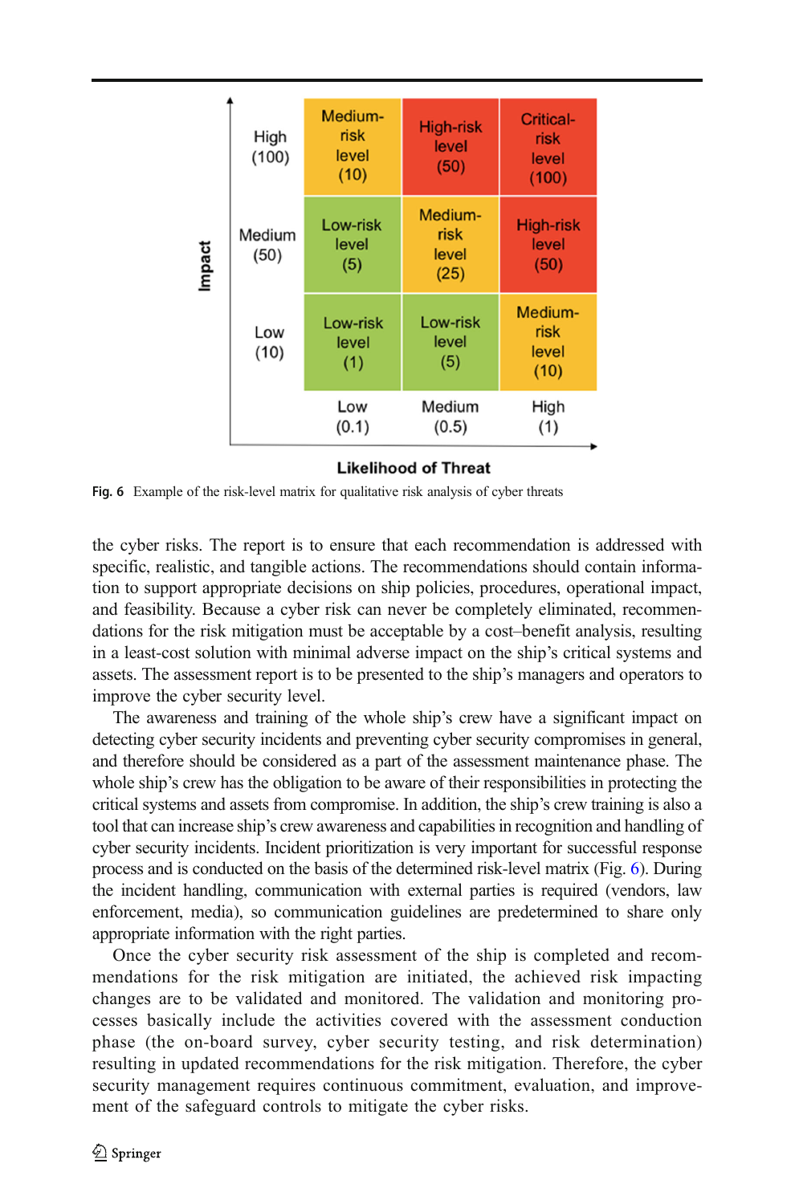Impact

High (100)

Medium (50)

Low (10)

Medium-risk level (10)

High-risk level (50)

Critical-risk level (100)

Low-risk level (5)

Medium-risk level (25)

High-risk level (50)

Low-risk level (1)

Low-risk level (5)

Medium-risk level (10)

Low (0.1)

Medium (0.5)

High (1)

Likelihood of Threat

**Fig. 6** Example of the risk-level matrix for qualitative risk analysis of cyber threats

the cyber risks. The report is to ensure that each recommendation is addressed with specific, realistic, and tangible actions. The recommendations should contain information to support appropriate decisions on ship policies, procedures, operational impact, and feasibility. Because a cyber risk can never be completely eliminated, recommendations for the risk mitigation must be acceptable by a cost–benefit analysis, resulting in a least-cost solution with minimal adverse impact on the ship's critical systems and assets. The assessment report is to be presented to the ship's managers and operators to improve the cyber security level.

The awareness and training of the whole ship's crew have a significant impact on detecting cyber security incidents and preventing cyber security compromises in general, and therefore should be considered as a part of the assessment maintenance phase. The whole ship's crew has the obligation to be aware of their responsibilities in protecting the critical systems and assets from compromise. In addition, the ship's crew training is also a tool that can increase ship's crew awareness and capabilities in recognition and handling of cyber security incidents. Incident prioritization is very important for successful response process and is conducted on the basis of the determined risk-level matrix (Fig. 6). During the incident handling, communication with external parties is required (vendors, law enforcement, media), so communication guidelines are predetermined to share only appropriate information with the right parties.

Once the cyber security risk assessment of the ship is completed and recommendations for the risk mitigation are initiated, the achieved risk impacting changes are to be validated and monitored. The validation and monitoring processes basically include the activities covered with the assessment conduction phase (the on-board survey, cyber security testing, and risk determination) resulting in updated recommendations for the risk mitigation. Therefore, the cyber security management requires continuous commitment, evaluation, and improvement of the safeguard controls to mitigate the cyber risks.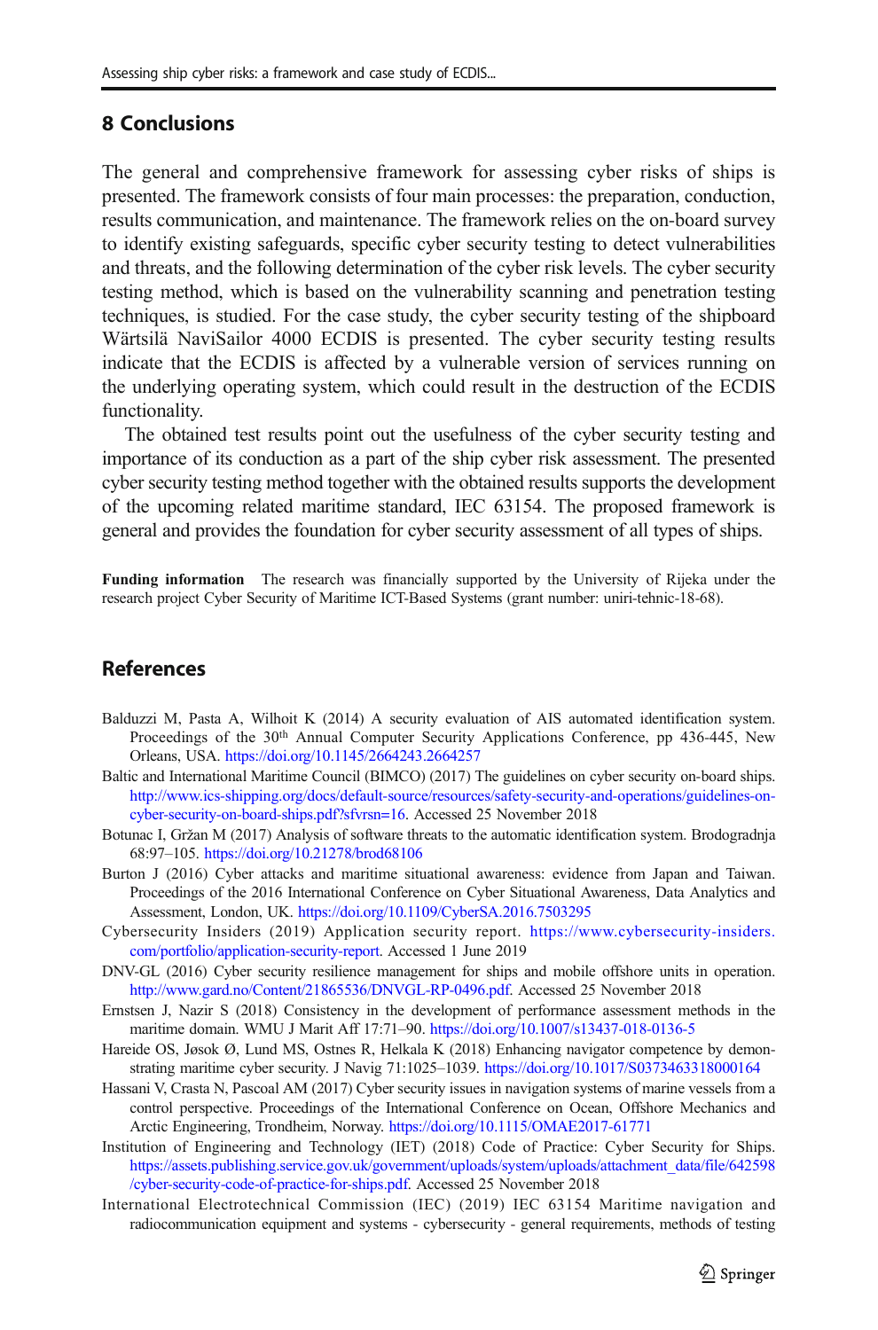## 8 Conclusions

The general and comprehensive framework for assessing cyber risks of ships is presented. The framework consists of four main processes: the preparation, conduction, results communication, and maintenance. The framework relies on the on-board survey to identify existing safeguards, specific cyber security testing to detect vulnerabilities and threats, and the following determination of the cyber risk levels. The cyber security testing method, which is based on the vulnerability scanning and penetration testing techniques, is studied. For the case study, the cyber security testing of the shipboard Wärtsilä NaviSailor 4000 ECDIS is presented. The cyber security testing results indicate that the ECDIS is affected by a vulnerable version of services running on the underlying operating system, which could result in the destruction of the ECDIS functionality.

The obtained test results point out the usefulness of the cyber security testing and importance of its conduction as a part of the ship cyber risk assessment. The presented cyber security testing method together with the obtained results supports the development of the upcoming related maritime standard, IEC 63154. The proposed framework is general and provides the foundation for cyber security assessment of all types of ships.

**Funding information** The research was financially supported by the University of Rijeka under the research project Cyber Security of Maritime ICT-Based Systems (grant number: uniri-tehnic-18-68).

## References

Balduzzi M, Pasta A, Wilhoit K (2014) A security evaluation of AIS automated identification system. Proceedings of the 30th Annual Computer Security Applications Conference, pp 436-445, New Orleans, USA. https://doi.org/10.1145/2664243.2664257

Baltic and International Maritime Council (BIMCO) (2017) The guidelines on cyber security on-board ships. http://www.ics-shipping.org/docs/default-source/resources/safety-security-and-operations/guidelines-on-cyber-security-on-board-ships.pdf?sfvrsn=16. Accessed 25 November 2018

Botunac I, Gržan M (2017) Analysis of software threats to the automatic identification system. Brodogradnja 68:97–105. https://doi.org/10.21278/brod68106

Burton J (2016) Cyber attacks and maritime situational awareness: evidence from Japan and Taiwan. Proceedings of the 2016 International Conference on Cyber Situational Awareness, Data Analytics and Assessment, London, UK. https://doi.org/10.1109/CyberSA.2016.7503295

Cybersecurity Insiders (2019) Application security report. https://www.cybersecurity-insiders.com/portfolio/application-security-report. Accessed 1 June 2019

DNV-GL (2016) Cyber security resilience management for ships and mobile offshore units in operation. http://www.gard.no/Content/21865536/DNVGL-RP-0496.pdf. Accessed 25 November 2018

Ernstsen J, Nazir S (2018) Consistency in the development of performance assessment methods in the maritime domain. WMU J Marit Aff 17:71–90. https://doi.org/10.1007/s13437-018-0136-5

Hareide OS, Jøsok Ø, Lund MS, Ostnes R, Helkala K (2018) Enhancing navigator competence by demonstrating maritime cyber security. J Navig 71:1025–1039. https://doi.org/10.1017/S0373463318000164

Hassani V, Crasta N, Pascoal AM (2017) Cyber security issues in navigation systems of marine vessels from a control perspective. Proceedings of the International Conference on Ocean, Offshore Mechanics and Arctic Engineering, Trondheim, Norway. https://doi.org/10.1115/OMAE2017-61771

Institution of Engineering and Technology (IET) (2018) Code of Practice: Cyber Security for Ships. https://assets.publishing.service.gov.uk/government/uploads/system/uploads/attachment_data/file/642598/cyber-security-code-of-practice-for-ships.pdf. Accessed 25 November 2018

International Electrotechnical Commission (IEC) (2019) IEC 63154 Maritime navigation and radiocommunication equipment and systems - cybersecurity - general requirements, methods of testing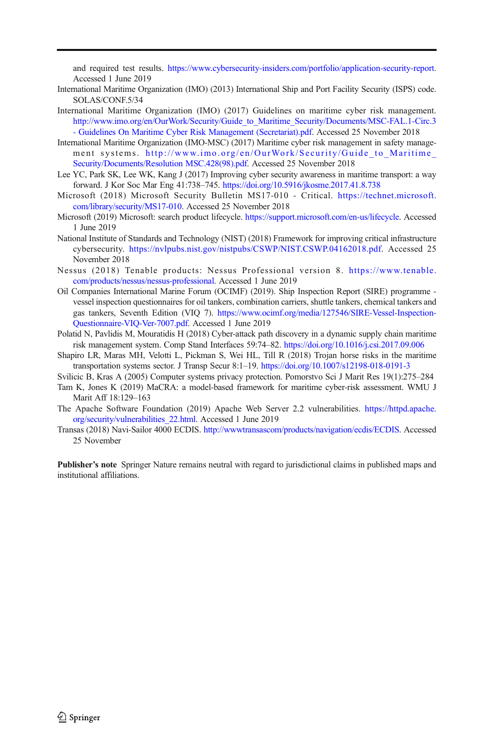and required test results. https://www.cybersecurity-insiders.com/portfolio/application-security-report. Accessed 1 June 2019

International Maritime Organization (IMO) (2013) International Ship and Port Facility Security (ISPS) code. SOLAS/CONF.5/34

International Maritime Organization (IMO) (2017) Guidelines on maritime cyber risk management. http://www.imo.org/en/OurWork/Security/Guide_to_Maritime_Security/Documents/MSC-FAL.1-Circ.3 - Guidelines On Maritime Cyber Risk Management (Secretariat).pdf. Accessed 25 November 2018

International Maritime Organization (IMO-MSC) (2017) Maritime cyber risk management in safety management systems. http://www.imo.org/en/OurWork/Security/Guide_to_Maritime_Security/Documents/Resolution MSC.428(98).pdf. Accessed 25 November 2018

Lee YC, Park SK, Lee WK, Kang J (2017) Improving cyber security awareness in maritime transport: a way forward. J Kor Soc Mar Eng 41:738–745. https://doi.org/10.5916/jkosme.2017.41.8.738

Microsoft (2018) Microsoft Security Bulletin MS17-010 - Critical. https://technet.microsoft.com/library/security/MS17-010. Accessed 25 November 2018

Microsoft (2019) Microsoft: search product lifecycle. https://support.microsoft.com/en-us/lifecycle. Accessed 1 June 2019

National Institute of Standards and Technology (NIST) (2018) Framework for improving critical infrastructure cybersecurity. https://nvlpubs.nist.gov/nistpubs/CSWP/NIST.CSWP.04162018.pdf. Accessed 25 November 2018

Nessus (2018) Tenable products: Nessus Professional version 8. https://www.tenable.com/products/nessus/nessus-professional. Accessed 1 June 2019

Oil Companies International Marine Forum (OCIMF) (2019). Ship Inspection Report (SIRE) programme - vessel inspection questionnaires for oil tankers, combination carriers, shuttle tankers, chemical tankers and gas tankers, Seventh Edition (VIQ 7). https://www.ocimf.org/media/127546/SIRE-Vessel-Inspection-Questionnaire-VIQ-Ver-7007.pdf. Accessed 1 June 2019

Polatid N, Pavlidis M, Mouratidis H (2018) Cyber-attack path discovery in a dynamic supply chain maritime risk management system. Comp Stand Interfaces 59:74–82. https://doi.org/10.1016/j.csi.2017.09.006

Shapiro LR, Maras MH, Velotti L, Pickman S, Wei HL, Till R (2018) Trojan horse risks in the maritime transportation systems sector. J Transp Secur 8:1–19. https://doi.org/10.1007/s12198-018-0191-3

Svilicic B, Kras A (2005) Computer systems privacy protection. Pomorstvo Sci J Marit Res 19(1):275–284

Tam K, Jones K (2019) MaCRA: a model-based framework for maritime cyber-risk assessment. WMU J Marit Aff 18:129–163

The Apache Software Foundation (2019) Apache Web Server 2.2 vulnerabilities. https://httpd.apache.org/security/vulnerabilities_22.html. Accessed 1 June 2019

Transas (2018) Navi-Sailor 4000 ECDIS. http://wwwtransascom/products/navigation/ecdis/ECDIS. Accessed 25 November

**Publisher's note** Springer Nature remains neutral with regard to jurisdictional claims in published maps and institutional affiliations.